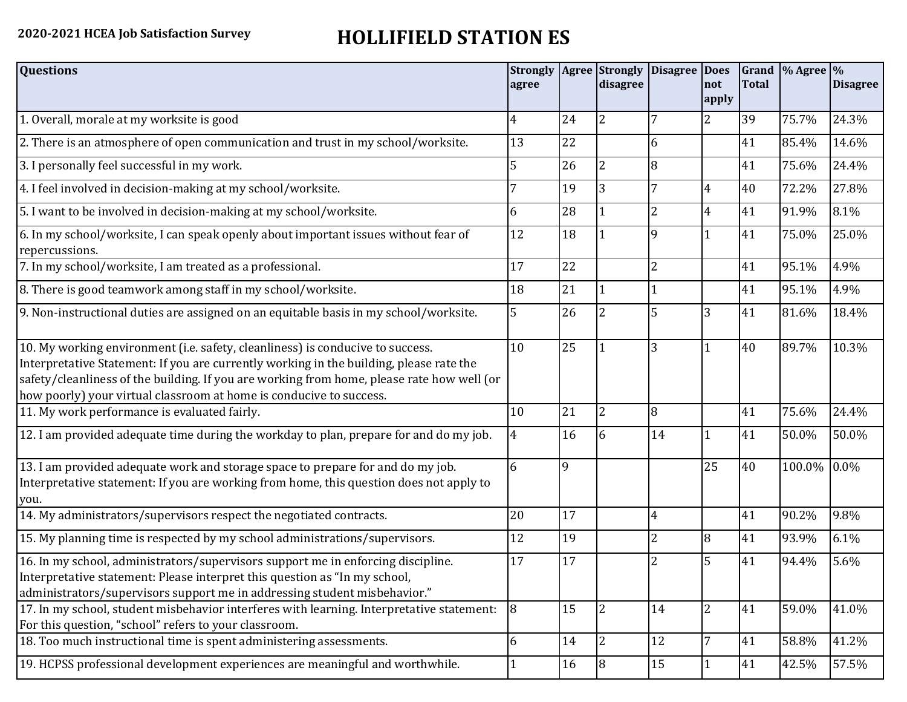**2020-2021 HCEA Job Satisfaction Survey**

# HOLLIFIELD STATION ES

| Questions | Strongly agree | Agree | Strongly disagree | Disagree | Does not apply | Grand Total | % Agree | % Disagree |
|---|---|---|---|---|---|---|---|---|
| 1. Overall, morale at my worksite is good | 4 | 24 | 2 | 7 | 2 | 39 | 75.7% | 24.3% |
| 2. There is an atmosphere of open communication and trust in my school/worksite. | 13 | 22 | | 6 | | 41 | 85.4% | 14.6% |
| 3. I personally feel successful in my work. | 5 | 26 | 2 | 8 | | 41 | 75.6% | 24.4% |
| 4. I feel involved in decision-making at my school/worksite. | 7 | 19 | 3 | 7 | 4 | 40 | 72.2% | 27.8% |
| 5. I want to be involved in decision-making at my school/worksite. | 6 | 28 | 1 | 2 | 4 | 41 | 91.9% | 8.1% |
| 6. In my school/worksite, I can speak openly about important issues without fear of repercussions. | 12 | 18 | 1 | 9 | 1 | 41 | 75.0% | 25.0% |
| 7. In my school/worksite, I am treated as a professional. | 17 | 22 | | 2 | | 41 | 95.1% | 4.9% |
| 8. There is good teamwork among staff in my school/worksite. | 18 | 21 | 1 | 1 | | 41 | 95.1% | 4.9% |
| 9. Non-instructional duties are assigned on an equitable basis in my school/worksite. | 5 | 26 | 2 | 5 | 3 | 41 | 81.6% | 18.4% |
| 10. My working environment (i.e. safety, cleanliness) is conducive to success. Interpretative Statement: If you are currently working in the building, please rate the safety/cleanliness of the building. If you are working from home, please rate how well (or how poorly) your virtual classroom at home is conducive to success. | 10 | 25 | 1 | 3 | 1 | 40 | 89.7% | 10.3% |
| 11. My work performance is evaluated fairly. | 10 | 21 | 2 | 8 | | 41 | 75.6% | 24.4% |
| 12. I am provided adequate time during the workday to plan, prepare for and do my job. | 4 | 16 | 6 | 14 | 1 | 41 | 50.0% | 50.0% |
| 13. I am provided adequate work and storage space to prepare for and do my job. Interpretative statement: If you are working from home, this question does not apply to you. | 6 | 9 | | | 25 | 40 | 100.0% | 0.0% |
| 14. My administrators/supervisors respect the negotiated contracts. | 20 | 17 | | 4 | | 41 | 90.2% | 9.8% |
| 15. My planning time is respected by my school administrations/supervisors. | 12 | 19 | | 2 | 8 | 41 | 93.9% | 6.1% |
| 16. In my school, administrators/supervisors support me in enforcing discipline. Interpretative statement: Please interpret this question as "In my school, administrators/supervisors support me in addressing student misbehavior." | 17 | 17 | | 2 | 5 | 41 | 94.4% | 5.6% |
| 17. In my school, student misbehavior interferes with learning. Interpretative statement: For this question, "school" refers to your classroom. | 8 | 15 | 2 | 14 | 2 | 41 | 59.0% | 41.0% |
| 18. Too much instructional time is spent administering assessments. | 6 | 14 | 2 | 12 | 7 | 41 | 58.8% | 41.2% |
| 19. HCPSS professional development experiences are meaningful and worthwhile. | 1 | 16 | 8 | 15 | 1 | 41 | 42.5% | 57.5% |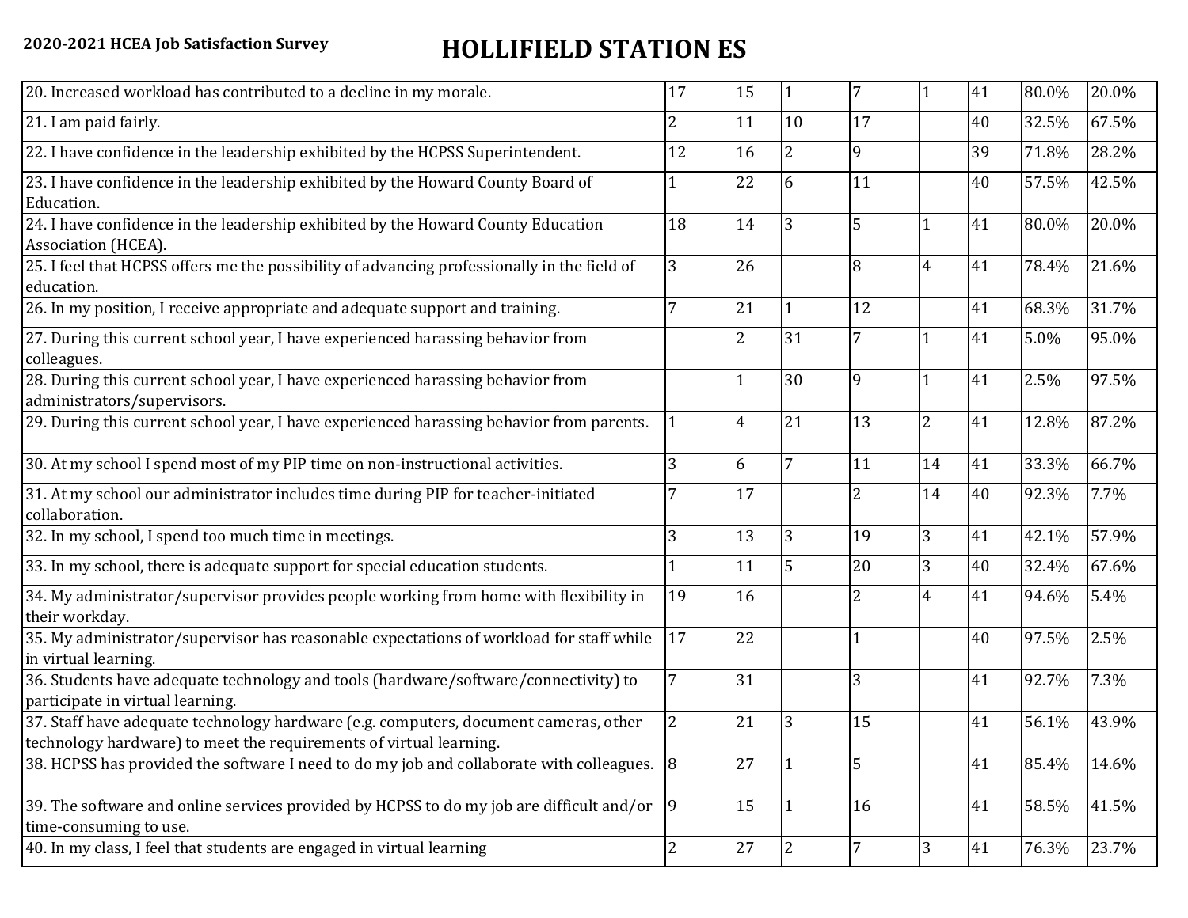**2020-2021 HCEA Job Satisfaction Survey**

# HOLLIFIELD STATION ES

| | | | | | | | | |
|---|---|---|---|---|---|---|---|---|
| 20. Increased workload has contributed to a decline in my morale. | 17 | 15 | 1 | 7 | 1 | 41 | 80.0% | 20.0% |
| 21. I am paid fairly. | 2 | 11 | 10 | 17 | | 40 | 32.5% | 67.5% |
| 22. I have confidence in the leadership exhibited by the HCPSS Superintendent. | 12 | 16 | 2 | 9 | | 39 | 71.8% | 28.2% |
| 23. I have confidence in the leadership exhibited by the Howard County Board of Education. | 1 | 22 | 6 | 11 | | 40 | 57.5% | 42.5% |
| 24. I have confidence in the leadership exhibited by the Howard County Education Association (HCEA). | 18 | 14 | 3 | 5 | 1 | 41 | 80.0% | 20.0% |
| 25. I feel that HCPSS offers me the possibility of advancing professionally in the field of education. | 3 | 26 | | 8 | 4 | 41 | 78.4% | 21.6% |
| 26. In my position, I receive appropriate and adequate support and training. | 7 | 21 | 1 | 12 | | 41 | 68.3% | 31.7% |
| 27. During this current school year, I have experienced harassing behavior from colleagues. | | 2 | 31 | 7 | 1 | 41 | 5.0% | 95.0% |
| 28. During this current school year, I have experienced harassing behavior from administrators/supervisors. | | 1 | 30 | 9 | 1 | 41 | 2.5% | 97.5% |
| 29. During this current school year, I have experienced harassing behavior from parents. | 1 | 4 | 21 | 13 | 2 | 41 | 12.8% | 87.2% |
| 30. At my school I spend most of my PIP time on non-instructional activities. | 3 | 6 | 7 | 11 | 14 | 41 | 33.3% | 66.7% |
| 31. At my school our administrator includes time during PIP for teacher-initiated collaboration. | 7 | 17 | | 2 | 14 | 40 | 92.3% | 7.7% |
| 32. In my school, I spend too much time in meetings. | 3 | 13 | 3 | 19 | 3 | 41 | 42.1% | 57.9% |
| 33. In my school, there is adequate support for special education students. | 1 | 11 | 5 | 20 | 3 | 40 | 32.4% | 67.6% |
| 34. My administrator/supervisor provides people working from home with flexibility in their workday. | 19 | 16 | | 2 | 4 | 41 | 94.6% | 5.4% |
| 35. My administrator/supervisor has reasonable expectations of workload for staff while in virtual learning. | 17 | 22 | | 1 | | 40 | 97.5% | 2.5% |
| 36. Students have adequate technology and tools (hardware/software/connectivity) to participate in virtual learning. | 7 | 31 | | 3 | | 41 | 92.7% | 7.3% |
| 37. Staff have adequate technology hardware (e.g. computers, document cameras, other technology hardware) to meet the requirements of virtual learning. | 2 | 21 | 3 | 15 | | 41 | 56.1% | 43.9% |
| 38. HCPSS has provided the software I need to do my job and collaborate with colleagues. | 8 | 27 | 1 | 5 | | 41 | 85.4% | 14.6% |
| 39. The software and online services provided by HCPSS to do my job are difficult and/or time-consuming to use. | 9 | 15 | 1 | 16 | | 41 | 58.5% | 41.5% |
| 40. In my class, I feel that students are engaged in virtual learning | 2 | 27 | 2 | 7 | 3 | 41 | 76.3% | 23.7% |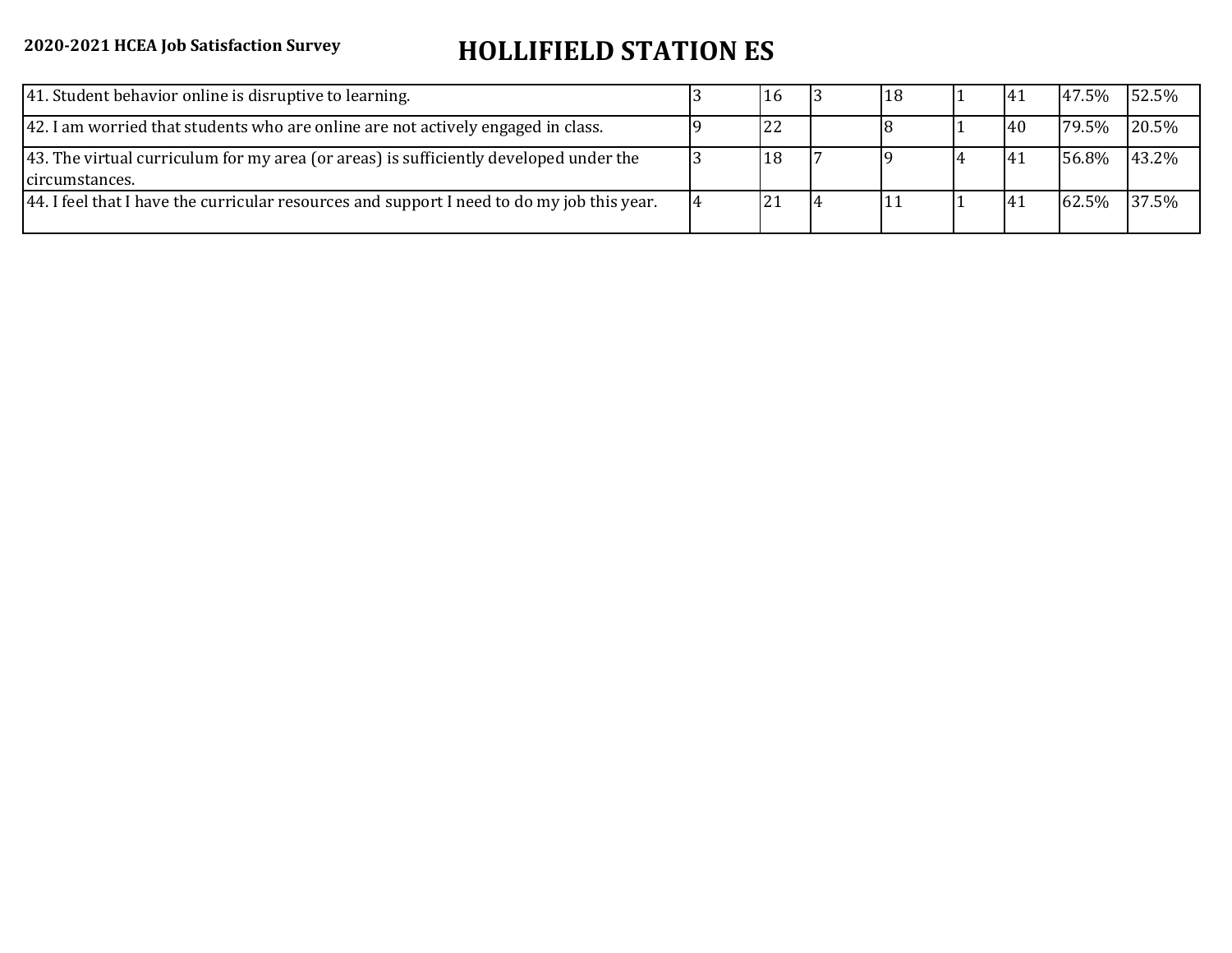2020-2021 HCEA Job Satisfaction Survey

# HOLLIFIELD STATION ES

| | | | | | | | | |
|---|---|---|---|---|---|---|---|---|
| 41. Student behavior online is disruptive to learning. | 3 | 16 | 3 | 18 | 1 | 41 | 47.5% | 52.5% |
| 42. I am worried that students who are online are not actively engaged in class. | 9 | 22 | | 8 | 1 | 40 | 79.5% | 20.5% |
| 43. The virtual curriculum for my area (or areas) is sufficiently developed under the circumstances. | 3 | 18 | 7 | 9 | 4 | 41 | 56.8% | 43.2% |
| 44. I feel that I have the curricular resources and support I need to do my job this year. | 4 | 21 | 4 | 11 | 1 | 41 | 62.5% | 37.5% |